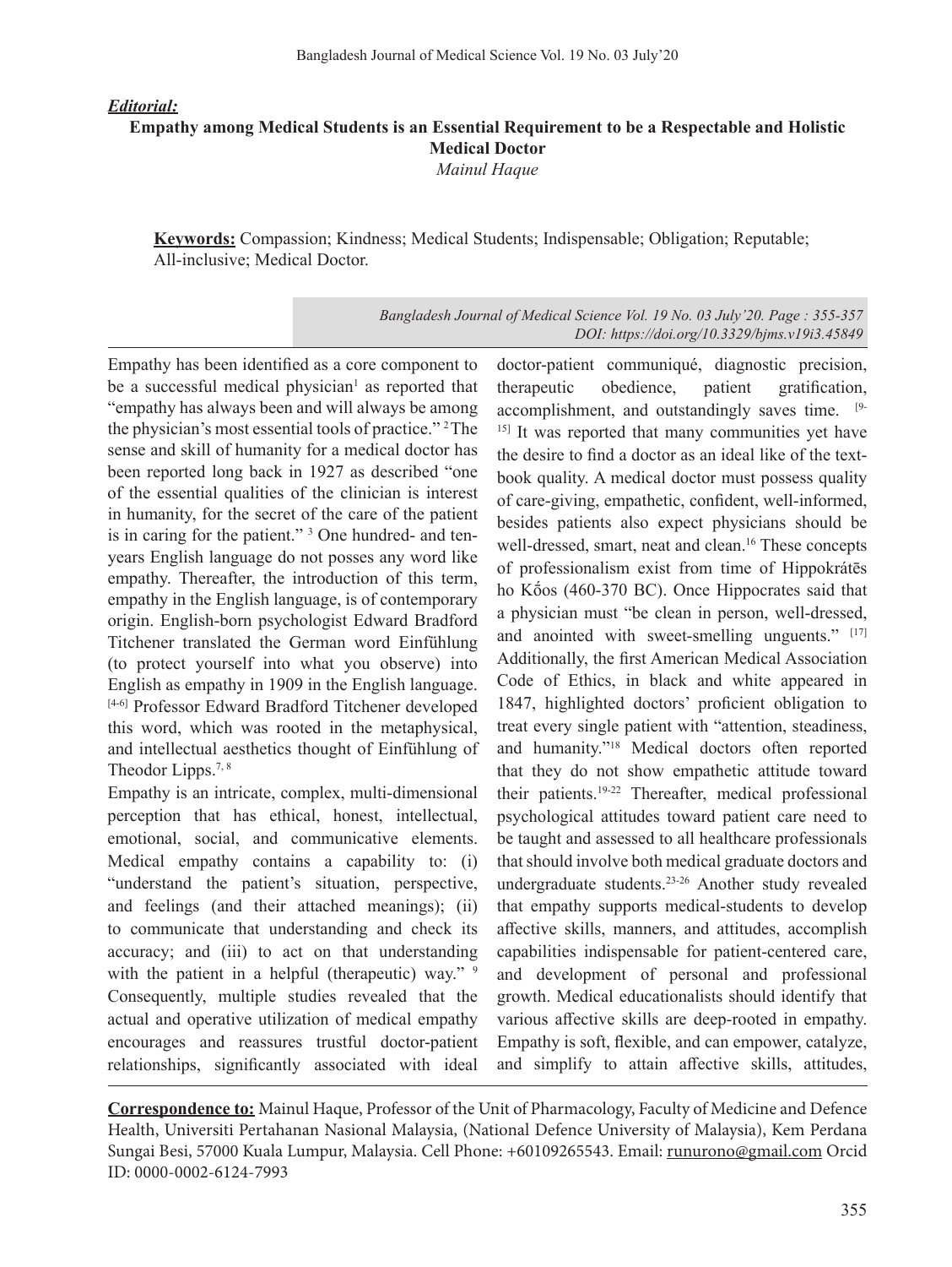***Editorial:***

# Empathy among Medical Students is an Essential Requirement to be a Respectable and Holistic Medical Doctor

*Mainul Haque*

**Keywords:** Compassion; Kindness; Medical Students; Indispensable; Obligation; Reputable; All-inclusive; Medical Doctor.

*Bangladesh Journal of Medical Science Vol. 19 No. 03 July'20. Page : 355-357*
*DOI: https://doi.org/10.3329/bjms.v19i3.45849*

Empathy has been identified as a core component to be a successful medical physician[1] as reported that "empathy has always been and will always be among the physician's most essential tools of practice." [2] The sense and skill of humanity for a medical doctor has been reported long back in 1927 as described "one of the essential qualities of the clinician is interest in humanity, for the secret of the care of the patient is in caring for the patient." [3] One hundred- and ten-years English language do not posses any word like empathy. Thereafter, the introduction of this term, empathy in the English language, is of contemporary origin. English-born psychologist Edward Bradford Titchener translated the German word Einfühlung (to protect yourself into what you observe) into English as empathy in 1909 in the English language.[4-6] Professor Edward Bradford Titchener developed this word, which was rooted in the metaphysical, and intellectual aesthetics thought of Einfühlung of Theodor Lipps.[7, 8]

Empathy is an intricate, complex, multi-dimensional perception that has ethical, honest, intellectual, emotional, social, and communicative elements. Medical empathy contains a capability to: (i) "understand the patient's situation, perspective, and feelings (and their attached meanings); (ii) to communicate that understanding and check its accuracy; and (iii) to act on that understanding with the patient in a helpful (therapeutic) way." [9] Consequently, multiple studies revealed that the actual and operative utilization of medical empathy encourages and reassures trustful doctor-patient relationships, significantly associated with ideal doctor-patient communiqué, diagnostic precision, therapeutic obedience, patient gratification, accomplishment, and outstandingly saves time. [9-15] It was reported that many communities yet have the desire to find a doctor as an ideal like of the text-book quality. A medical doctor must possess quality of care-giving, empathetic, confident, well-informed, besides patients also expect physicians should be well-dressed, smart, neat and clean.[16] These concepts of professionalism exist from time of Hippokrátēs ho Kṓos (460-370 BC). Once Hippocrates said that a physician must "be clean in person, well-dressed, and anointed with sweet-smelling unguents." [17] Additionally, the first American Medical Association Code of Ethics, in black and white appeared in 1847, highlighted doctors' proficient obligation to treat every single patient with "attention, steadiness, and humanity."[18] Medical doctors often reported that they do not show empathetic attitude toward their patients.[19-22] Thereafter, medical professional psychological attitudes toward patient care need to be taught and assessed to all healthcare professionals that should involve both medical graduate doctors and undergraduate students.[23-26] Another study revealed that empathy supports medical-students to develop affective skills, manners, and attitudes, accomplish capabilities indispensable for patient-centered care, and development of personal and professional growth. Medical educationalists should identify that various affective skills are deep-rooted in empathy. Empathy is soft, flexible, and can empower, catalyze, and simplify to attain affective skills, attitudes,

**Correspondence to:** Mainul Haque, Professor of the Unit of Pharmacology, Faculty of Medicine and Defence Health, Universiti Pertahanan Nasional Malaysia, (National Defence University of Malaysia), Kem Perdana Sungai Besi, 57000 Kuala Lumpur, Malaysia. Cell Phone: +60109265543. Email: runurono@gmail.com Orcid ID: 0000-0002-6124-7993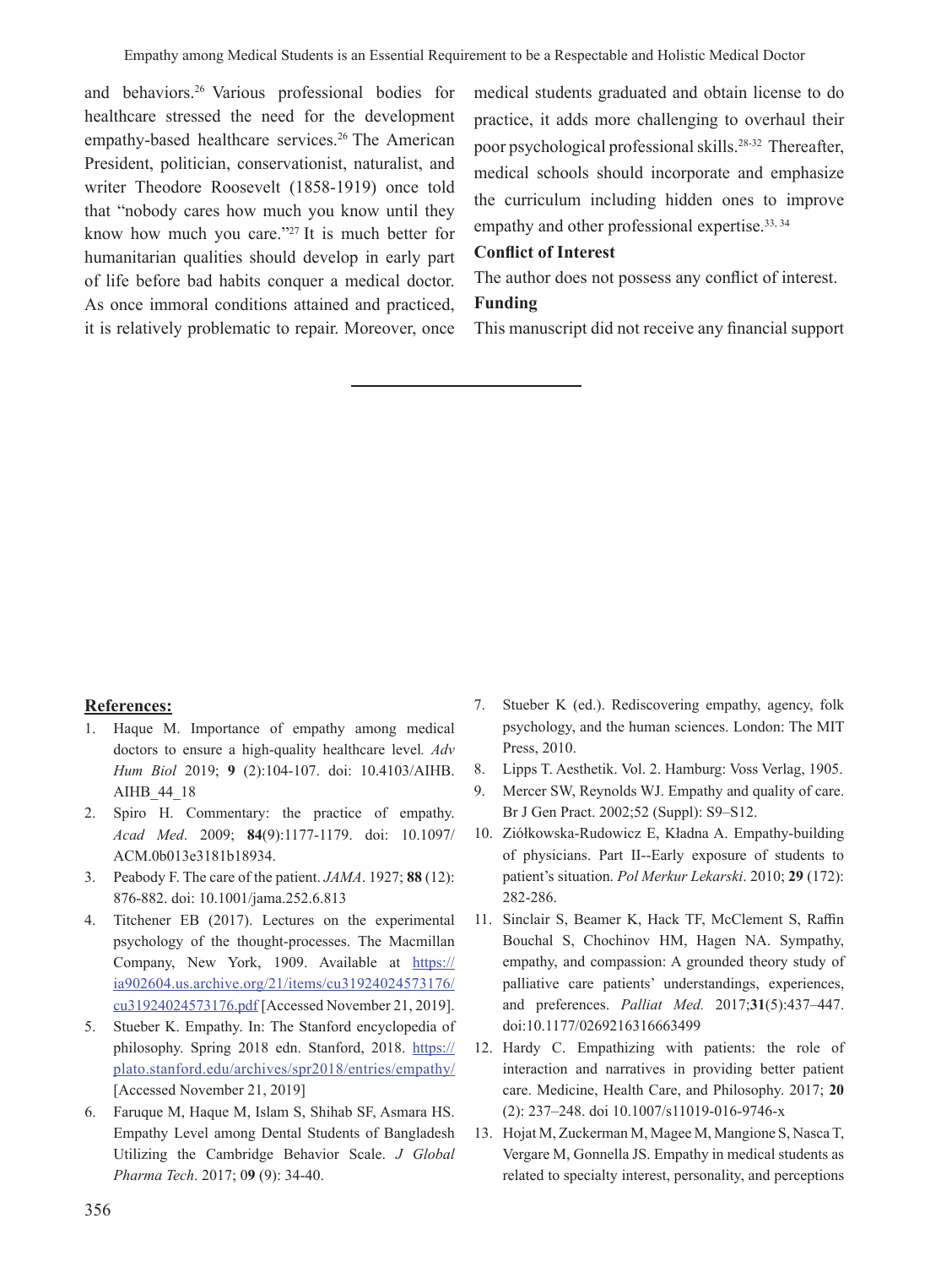and behaviors.[26] Various professional bodies for healthcare stressed the need for the development empathy-based healthcare services.[26] The American President, politician, conservationist, naturalist, and writer Theodore Roosevelt (1858-1919) once told that "nobody cares how much you know until they know how much you care."[27] It is much better for humanitarian qualities should develop in early part of life before bad habits conquer a medical doctor. As once immoral conditions attained and practiced, it is relatively problematic to repair. Moreover, once medical students graduated and obtain license to do practice, it adds more challenging to overhaul their poor psychological professional skills.[28-32] Thereafter, medical schools should incorporate and emphasize the curriculum including hidden ones to improve empathy and other professional expertise.[33, 34]

**Conflict of Interest**

The author does not possess any conflict of interest.

**Funding**

This manuscript did not receive any financial support

---

**References:**

1. Haque M. Importance of empathy among medical doctors to ensure a high-quality healthcare level. *Adv Hum Biol* 2019; **9** (2):104-107. doi: 10.4103/AIHB.AIHB_44_18
2. Spiro H. Commentary: the practice of empathy. *Acad Med*. 2009; **84**(9):1177-1179. doi: 10.1097/ACM.0b013e3181b18934.
3. Peabody F. The care of the patient. *JAMA*. 1927; **88** (12): 876-882. doi: 10.1001/jama.252.6.813
4. Titchener EB (2017). Lectures on the experimental psychology of the thought-processes. The Macmillan Company, New York, 1909. Available at https://ia902604.us.archive.org/21/items/cu31924024573176/cu31924024573176.pdf [Accessed November 21, 2019].
5. Stueber K. Empathy. In: The Stanford encyclopedia of philosophy. Spring 2018 edn. Stanford, 2018. https://plato.stanford.edu/archives/spr2018/entries/empathy/ [Accessed November 21, 2019]
6. Faruque M, Haque M, Islam S, Shihab SF, Asmara HS. Empathy Level among Dental Students of Bangladesh Utilizing the Cambridge Behavior Scale. *J Global Pharma Tech*. 2017; 0**9** (9): 34-40.
7. Stueber K (ed.). Rediscovering empathy, agency, folk psychology, and the human sciences. London: The MIT Press, 2010.
8. Lipps T. Aesthetik. Vol. 2. Hamburg: Voss Verlag, 1905.
9. Mercer SW, Reynolds WJ. Empathy and quality of care. Br J Gen Pract. 2002;52 (Suppl): S9–S12.
10. Ziółkowska-Rudowicz E, Kładna A. Empathy-building of physicians. Part II--Early exposure of students to patient's situation. *Pol Merkur Lekarski*. 2010; **29** (172): 282-286.
11. Sinclair S, Beamer K, Hack TF, McClement S, Raffin Bouchal S, Chochinov HM, Hagen NA. Sympathy, empathy, and compassion: A grounded theory study of palliative care patients' understandings, experiences, and preferences. *Palliat Med.* 2017;**31**(5):437–447. doi:10.1177/0269216316663499
12. Hardy C. Empathizing with patients: the role of interaction and narratives in providing better patient care. Medicine, Health Care, and Philosophy. 2017; **20** (2): 237–248. doi 10.1007/s11019-016-9746-x
13. Hojat M, Zuckerman M, Magee M, Mangione S, Nasca T, Vergare M, Gonnella JS. Empathy in medical students as related to specialty interest, personality, and perceptions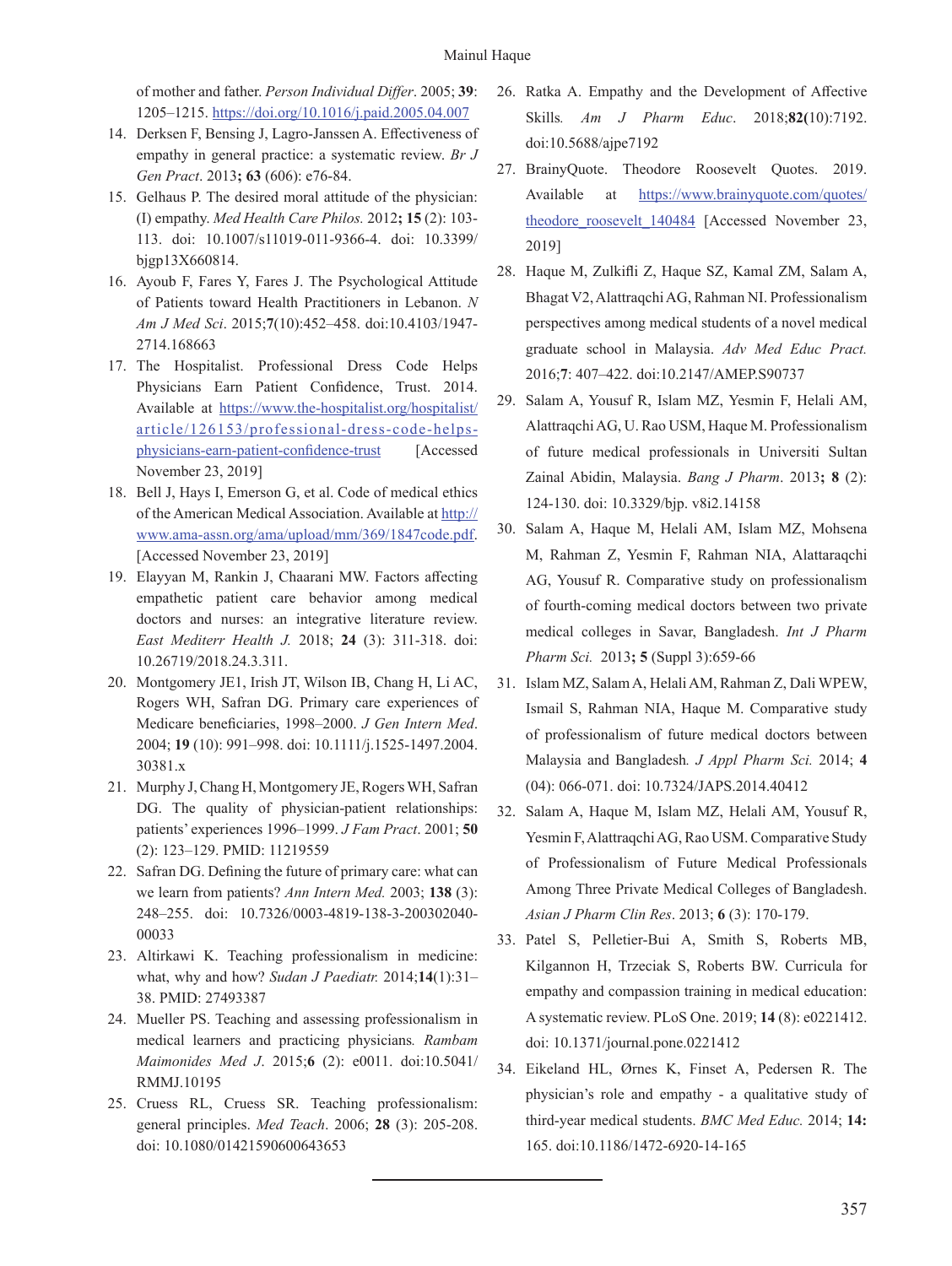of mother and father. *Person Individual Differ*. 2005; **39**: 1205–1215. https://doi.org/10.1016/j.paid.2005.04.007

14. Derksen F, Bensing J, Lagro-Janssen A. Effectiveness of empathy in general practice: a systematic review. *Br J Gen Pract*. 2013**; 63** (606): e76-84.
15. Gelhaus P. The desired moral attitude of the physician: (I) empathy. *Med Health Care Philos.* 2012**; 15** (2): 103-113. doi: 10.1007/s11019-011-9366-4. doi: 10.3399/bjgp13X660814.
16. Ayoub F, Fares Y, Fares J. The Psychological Attitude of Patients toward Health Practitioners in Lebanon. *N Am J Med Sci*. 2015;**7**(10):452–458. doi:10.4103/1947-2714.168663
17. The Hospitalist. Professional Dress Code Helps Physicians Earn Patient Confidence, Trust. 2014. Available at https://www.the-hospitalist.org/hospitalist/article/126153/professional-dress-code-helps-physicians-earn-patient-confidence-trust [Accessed November 23, 2019]
18. Bell J, Hays I, Emerson G, et al. Code of medical ethics of the American Medical Association. Available at http://www.ama-assn.org/ama/upload/mm/369/1847code.pdf. [Accessed November 23, 2019]
19. Elayyan M, Rankin J, Chaarani MW. Factors affecting empathetic patient care behavior among medical doctors and nurses: an integrative literature review. *East Mediterr Health J.* 2018; **24** (3): 311-318. doi: 10.26719/2018.24.3.311.
20. Montgomery JE1, Irish JT, Wilson IB, Chang H, Li AC, Rogers WH, Safran DG. Primary care experiences of Medicare beneficiaries, 1998–2000. *J Gen Intern Med*. 2004; **19** (10): 991–998. doi: 10.1111/j.1525-1497.2004.30381.x
21. Murphy J, Chang H, Montgomery JE, Rogers WH, Safran DG. The quality of physician-patient relationships: patients' experiences 1996–1999. *J Fam Pract*. 2001; **50** (2): 123–129. PMID: 11219559
22. Safran DG. Defining the future of primary care: what can we learn from patients? *Ann Intern Med.* 2003; **138** (3): 248–255. doi: 10.7326/0003-4819-138-3-200302040-00033
23. Altirkawi K. Teaching professionalism in medicine: what, why and how? *Sudan J Paediatr.* 2014;**14**(1):31–38. PMID: 27493387
24. Mueller PS. Teaching and assessing professionalism in medical learners and practicing physicians*. Rambam Maimonides Med J*. 2015;**6** (2): e0011. doi:10.5041/RMMJ.10195
25. Cruess RL, Cruess SR. Teaching professionalism: general principles. *Med Teach*. 2006; **28** (3): 205-208. doi: 10.1080/01421590600643653
26. Ratka A. Empathy and the Development of Affective Skills*. Am J Pharm Educ*. 2018;**82(**10):7192. doi:10.5688/ajpe7192
27. BrainyQuote. Theodore Roosevelt Quotes. 2019. Available at https://www.brainyquote.com/quotes/theodore_roosevelt_140484 [Accessed November 23, 2019]
28. Haque M, Zulkifli Z, Haque SZ, Kamal ZM, Salam A, Bhagat V2, Alattraqchi AG, Rahman NI. Professionalism perspectives among medical students of a novel medical graduate school in Malaysia. *Adv Med Educ Pract.* 2016;**7**: 407–422. doi:10.2147/AMEP.S90737
29. Salam A, Yousuf R, Islam MZ, Yesmin F, Helali AM, Alattraqchi AG, U. Rao USM, Haque M. Professionalism of future medical professionals in Universiti Sultan Zainal Abidin, Malaysia. *Bang J Pharm*. 2013**; 8** (2): 124-130. doi: 10.3329/bjp. v8i2.14158
30. Salam A, Haque M, Helali AM, Islam MZ, Mohsena M, Rahman Z, Yesmin F, Rahman NIA, Alattaraqchi AG, Yousuf R. Comparative study on professionalism of fourth-coming medical doctors between two private medical colleges in Savar, Bangladesh. *Int J Pharm Pharm Sci.* 2013**; 5** (Suppl 3):659-66
31. Islam MZ, Salam A, Helali AM, Rahman Z, Dali WPEW, Ismail S, Rahman NIA, Haque M. Comparative study of professionalism of future medical doctors between Malaysia and Bangladesh*. J Appl Pharm Sci.* 2014; **4** (04): 066-071. doi: 10.7324/JAPS.2014.40412
32. Salam A, Haque M, Islam MZ, Helali AM, Yousuf R, Yesmin F, Alattraqchi AG, Rao USM. Comparative Study of Professionalism of Future Medical Professionals Among Three Private Medical Colleges of Bangladesh. *Asian J Pharm Clin Res*. 2013; **6** (3): 170-179.
33. Patel S, Pelletier-Bui A, Smith S, Roberts MB, Kilgannon H, Trzeciak S, Roberts BW. Curricula for empathy and compassion training in medical education: A systematic review. PLoS One. 2019; **14** (8): e0221412. doi: 10.1371/journal.pone.0221412
34. Eikeland HL, Ørnes K, Finset A, Pedersen R. The physician's role and empathy - a qualitative study of third-year medical students. *BMC Med Educ.* 2014; **14:** 165. doi:10.1186/1472-6920-14-165